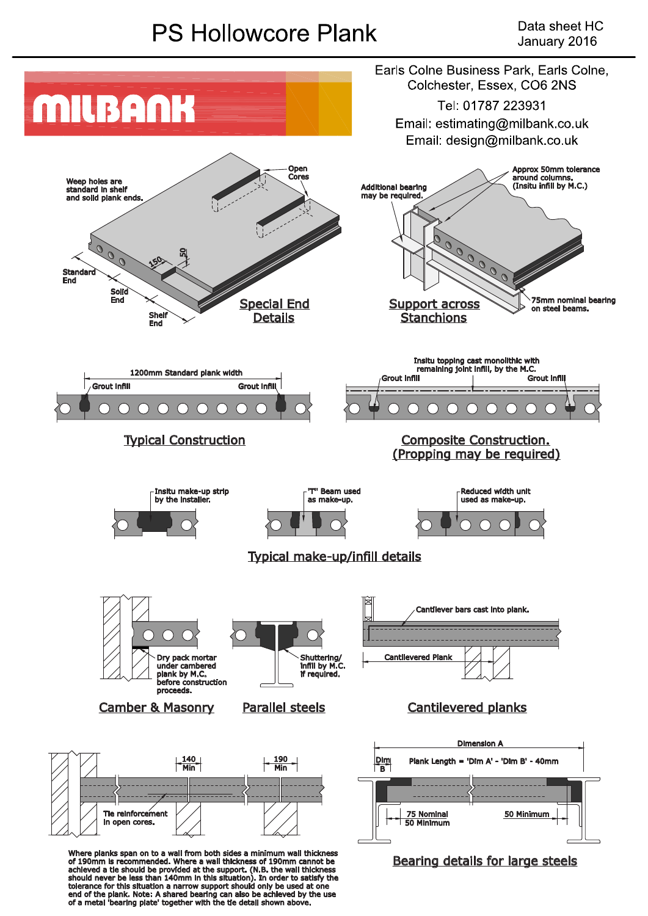# PS Hollowcore Plank

Data sheet HC
January 2016

MILBANK

Earls Colne Business Park, Earls Colne, Colchester, Essex, CO6 2NS

Tel: 01787 223931

Email: estimating@milbank.co.uk

Email: design@milbank.co.uk

Weep holes are standard in shelf and solid plank ends.

Open Cores

150

50

Standard End

Solid End

Shelf End

## Special End Details

Additional bearing may be required.

Approx 50mm tolerance around columns. (Insitu infill by M.C.)

75mm nominal bearing on steel beams.

## Support across Stanchions

1200mm Standard plank width

Grout infill

Grout infill

## Typical Construction

Insitu topping cast monolithic with remaining joint infill, by the M.C.

Grout infill

Grout infill

## Composite Construction. (Propping may be required)

Insitu make-up strip by the installer.

"T" Beam used as make-up.

Reduced width unit used as make-up.

## Typical make-up/infill details

Dry pack mortar under cambered plank by M.C. before construction proceeds.

## Camber & Masonry

Shuttering/ infill by M.C. if required.

## Parallel steels

Cantilever bars cast into plank.

Cantilevered Plank

## Cantilevered planks

140 Min

190 Min

Tie reinforcement in open cores.

Where planks span on to a wall from both sides a minimum wall thickness of 190mm is recommended. Where a wall thickness of 190mm cannot be achieved a tie should be provided at the support. (N.B. the wall thickness should never be less than 140mm in this situation). In order to satisfy the tolerance for this situation a narrow support should only be used at one end of the plank. Note: A shared bearing can also be achieved by the use of a metal 'bearing plate' together with the tie detail shown above.

Dimension A

Dim B

Plank Length = 'Dim A' - 'Dim B' - 40mm

75 Nominal
50 Minimum

50 Minimum

## Bearing details for large steels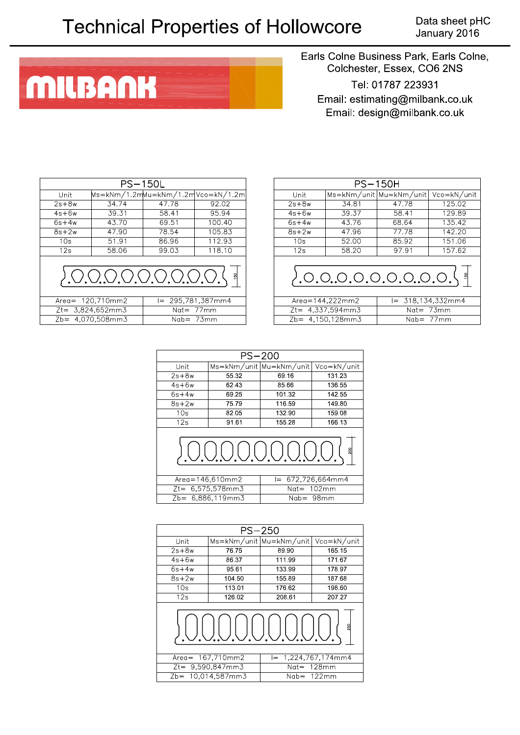# Technical Properties of Hollowcore

Data sheet pHC
January 2016

MILBANK

Earls Colne Business Park, Earls Colne, Colchester, Essex, CO6 2NS

Tel: 01787 223931

Email: estimating@milbank.co.uk

Email: design@milbank.co.uk

## PS−150L

| Unit | Ms=kNm/1.2m | Mu=kNm/1.2m | Vco=kN/1.2m |
|---|---|---|---|
| 2s+8w | 34.74 | 47.78 | 92.02 |
| 4s+6w | 39.31 | 58.41 | 95.94 |
| 6s+4w | 43.70 | 69.51 | 100.40 |
| 8s+2w | 47.90 | 78.54 | 105.83 |
| 10s | 51.91 | 86.96 | 112.93 |
| 12s | 58.06 | 99.03 | 118.10 |

150

| | |
|---|---|
| Area= 120,710mm2 | I= 295,781,387mm4 |
| Zt= 3,824,652mm3 | Nat= 77mm |
| Zb= 4,070,508mm3 | Nab= 73mm |

## PS−150H

| Unit | Ms=kNm/unit | Mu=kNm/unit | Vco=kN/unit |
|---|---|---|---|
| 2s+8w | 34.81 | 47.78 | 125.02 |
| 4s+6w | 39.37 | 58.41 | 129.89 |
| 6s+4w | 43.76 | 68.64 | 135.42 |
| 8s+2w | 47.96 | 77.78 | 142.20 |
| 10s | 52.00 | 85.92 | 151.06 |
| 12s | 58.20 | 97.91 | 157.62 |

150

| | |
|---|---|
| Area=144,222mm2 | I= 318,134,332mm4 |
| Zt= 4,337,594mm3 | Nat= 73mm |
| Zb= 4,150,128mm3 | Nab= 77mm |

## PS−200

| Unit | Ms=kNm/unit | Mu=kNm/unit | Vco=kN/unit |
|---|---|---|---|
| 2s+8w | 55.32 | 69.16 | 131.23 |
| 4s+6w | 62.43 | 85.66 | 136.55 |
| 6s+4w | 69.25 | 101.32 | 142.55 |
| 8s+2w | 75.79 | 116.59 | 149.80 |
| 10s | 82.05 | 132.90 | 159.08 |
| 12s | 91.61 | 155.28 | 166.13 |

200

| | |
|---|---|
| Area=146,610mm2 | I= 672,726,664mm4 |
| Zt= 6,575,578mm3 | Nat= 102mm |
| Zb= 6,886,119mm3 | Nab= 98mm |

## PS−250

| Unit | Ms=kNm/unit | Mu=kNm/unit | Vco=kN/unit |
|---|---|---|---|
| 2s+8w | 76.75 | 89.90 | 165.15 |
| 4s+6w | 86.37 | 111.99 | 171.67 |
| 6s+4w | 95.61 | 133.99 | 178.97 |
| 8s+2w | 104.50 | 155.89 | 187.68 |
| 10s | 113.01 | 176.62 | 198.60 |
| 12s | 126.02 | 208.61 | 207.27 |

250

| | |
|---|---|
| Area= 167,710mm2 | I= 1,224,767,174mm4 |
| Zt= 9,590,847mm3 | Nat= 128mm |
| Zb= 10,014,587mm3 | Nab= 122mm |